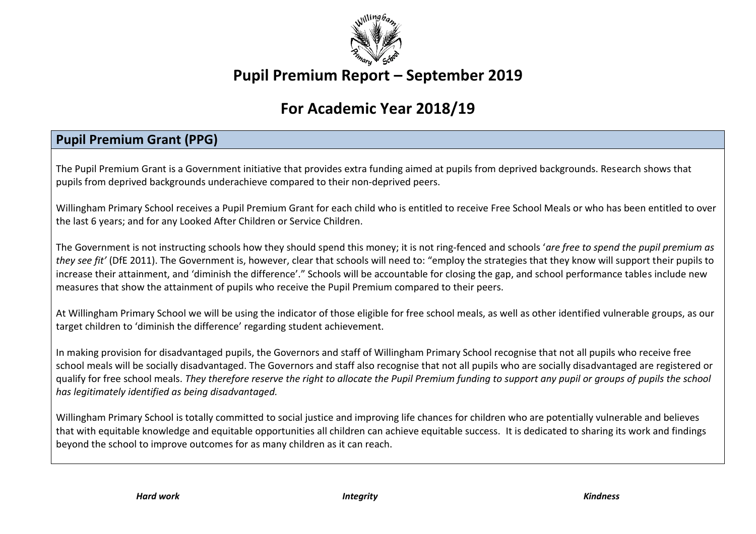# Pupil Premium Report – September 2019

# For Academic Year 2018/19

## Pupil Premium Grant (PPG)

The Pupil Premium Grant is a Government initiative that provides extra funding aimed at pupils from deprived backgrounds. Research shows that pupils from deprived backgrounds underachieve compared to their non-deprived peers.

Willingham Primary School receives a Pupil Premium Grant for each child who is entitled to receive Free School Meals or who has been entitled to over the last 6 years; and for any Looked After Children or Service Children.

The Government is not instructing schools how they should spend this money; it is not ring-fenced and schools '*are free to spend the pupil premium as they see fit'* (DfE 2011). The Government is, however, clear that schools will need to: "employ the strategies that they know will support their pupils to increase their attainment, and 'diminish the difference'." Schools will be accountable for closing the gap, and school performance tables include new measures that show the attainment of pupils who receive the Pupil Premium compared to their peers.

At Willingham Primary School we will be using the indicator of those eligible for free school meals, as well as other identified vulnerable groups, as our target children to 'diminish the difference' regarding student achievement.

In making provision for disadvantaged pupils, the Governors and staff of Willingham Primary School recognise that not all pupils who receive free school meals will be socially disadvantaged. The Governors and staff also recognise that not all pupils who are socially disadvantaged are registered or qualify for free school meals. *They therefore reserve the right to allocate the Pupil Premium funding to support any pupil or groups of pupils the school has legitimately identified as being disadvantaged.*

Willingham Primary School is totally committed to social justice and improving life chances for children who are potentially vulnerable and believes that with equitable knowledge and equitable opportunities all children can achieve equitable success. It is dedicated to sharing its work and findings beyond the school to improve outcomes for as many children as it can reach.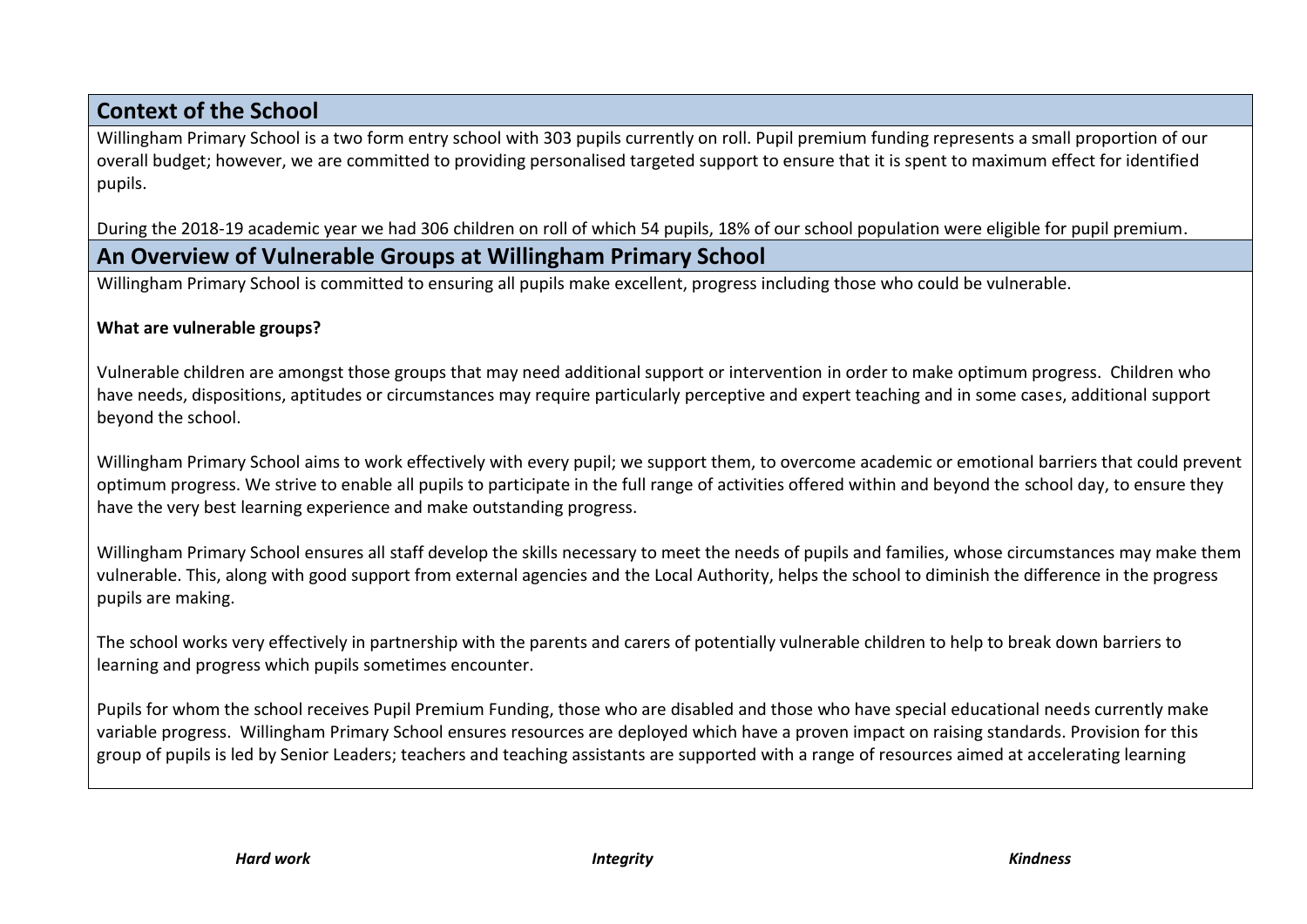## Context of the School

Willingham Primary School is a two form entry school with 303 pupils currently on roll. Pupil premium funding represents a small proportion of our overall budget; however, we are committed to providing personalised targeted support to ensure that it is spent to maximum effect for identified pupils.

During the 2018-19 academic year we had 306 children on roll of which 54 pupils, 18% of our school population were eligible for pupil premium.

## An Overview of Vulnerable Groups at Willingham Primary School

Willingham Primary School is committed to ensuring all pupils make excellent, progress including those who could be vulnerable.

**What are vulnerable groups?**

Vulnerable children are amongst those groups that may need additional support or intervention in order to make optimum progress. Children who have needs, dispositions, aptitudes or circumstances may require particularly perceptive and expert teaching and in some cases, additional support beyond the school.

Willingham Primary School aims to work effectively with every pupil; we support them, to overcome academic or emotional barriers that could prevent optimum progress. We strive to enable all pupils to participate in the full range of activities offered within and beyond the school day, to ensure they have the very best learning experience and make outstanding progress.

Willingham Primary School ensures all staff develop the skills necessary to meet the needs of pupils and families, whose circumstances may make them vulnerable. This, along with good support from external agencies and the Local Authority, helps the school to diminish the difference in the progress pupils are making.

The school works very effectively in partnership with the parents and carers of potentially vulnerable children to help to break down barriers to learning and progress which pupils sometimes encounter.

Pupils for whom the school receives Pupil Premium Funding, those who are disabled and those who have special educational needs currently make variable progress. Willingham Primary School ensures resources are deployed which have a proven impact on raising standards. Provision for this group of pupils is led by Senior Leaders; teachers and teaching assistants are supported with a range of resources aimed at accelerating learning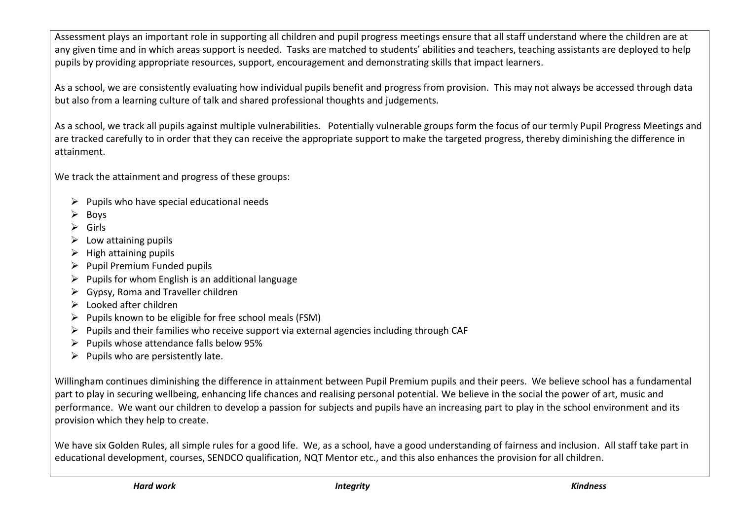Assessment plays an important role in supporting all children and pupil progress meetings ensure that all staff understand where the children are at any given time and in which areas support is needed. Tasks are matched to students' abilities and teachers, teaching assistants are deployed to help pupils by providing appropriate resources, support, encouragement and demonstrating skills that impact learners.

As a school, we are consistently evaluating how individual pupils benefit and progress from provision. This may not always be accessed through data but also from a learning culture of talk and shared professional thoughts and judgements.

As a school, we track all pupils against multiple vulnerabilities. Potentially vulnerable groups form the focus of our termly Pupil Progress Meetings and are tracked carefully to in order that they can receive the appropriate support to make the targeted progress, thereby diminishing the difference in attainment.

We track the attainment and progress of these groups:

- Pupils who have special educational needs
- Boys
- Girls
- Low attaining pupils
- High attaining pupils
- Pupil Premium Funded pupils
- Pupils for whom English is an additional language
- Gypsy, Roma and Traveller children
- Looked after children
- Pupils known to be eligible for free school meals (FSM)
- Pupils and their families who receive support via external agencies including through CAF
- Pupils whose attendance falls below 95%
- Pupils who are persistently late.

Willingham continues diminishing the difference in attainment between Pupil Premium pupils and their peers. We believe school has a fundamental part to play in securing wellbeing, enhancing life chances and realising personal potential. We believe in the social the power of art, music and performance. We want our children to develop a passion for subjects and pupils have an increasing part to play in the school environment and its provision which they help to create.

We have six Golden Rules, all simple rules for a good life. We, as a school, have a good understanding of fairness and inclusion. All staff take part in educational development, courses, SENDCO qualification, NQT Mentor etc., and this also enhances the provision for all children.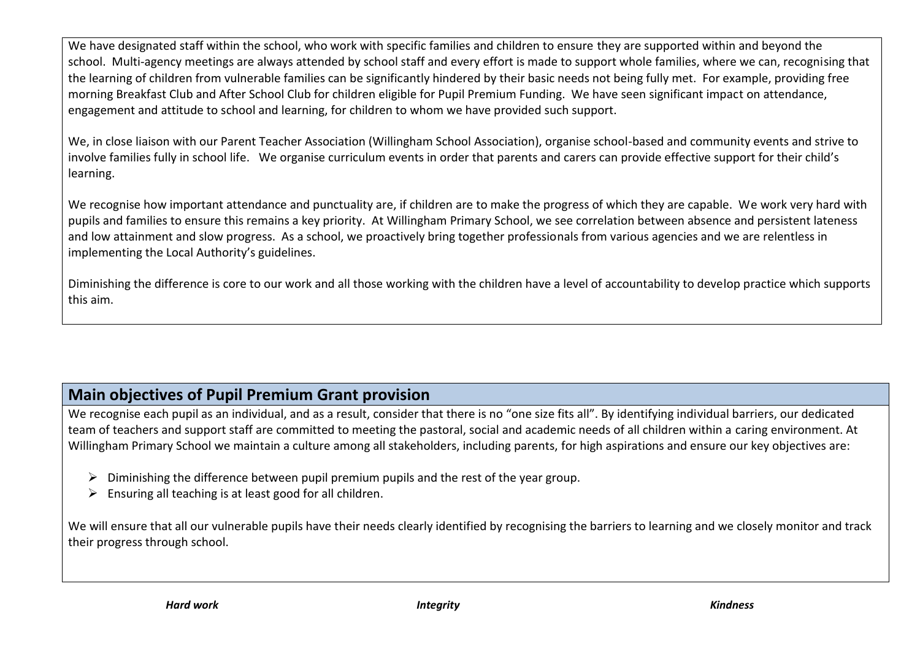We have designated staff within the school, who work with specific families and children to ensure they are supported within and beyond the school. Multi-agency meetings are always attended by school staff and every effort is made to support whole families, where we can, recognising that the learning of children from vulnerable families can be significantly hindered by their basic needs not being fully met. For example, providing free morning Breakfast Club and After School Club for children eligible for Pupil Premium Funding. We have seen significant impact on attendance, engagement and attitude to school and learning, for children to whom we have provided such support.

We, in close liaison with our Parent Teacher Association (Willingham School Association), organise school-based and community events and strive to involve families fully in school life. We organise curriculum events in order that parents and carers can provide effective support for their child's learning.

We recognise how important attendance and punctuality are, if children are to make the progress of which they are capable. We work very hard with pupils and families to ensure this remains a key priority. At Willingham Primary School, we see correlation between absence and persistent lateness and low attainment and slow progress. As a school, we proactively bring together professionals from various agencies and we are relentless in implementing the Local Authority's guidelines.

Diminishing the difference is core to our work and all those working with the children have a level of accountability to develop practice which supports this aim.

## Main objectives of Pupil Premium Grant provision

We recognise each pupil as an individual, and as a result, consider that there is no "one size fits all". By identifying individual barriers, our dedicated team of teachers and support staff are committed to meeting the pastoral, social and academic needs of all children within a caring environment. At Willingham Primary School we maintain a culture among all stakeholders, including parents, for high aspirations and ensure our key objectives are:

- Diminishing the difference between pupil premium pupils and the rest of the year group.
- Ensuring all teaching is at least good for all children.

We will ensure that all our vulnerable pupils have their needs clearly identified by recognising the barriers to learning and we closely monitor and track their progress through school.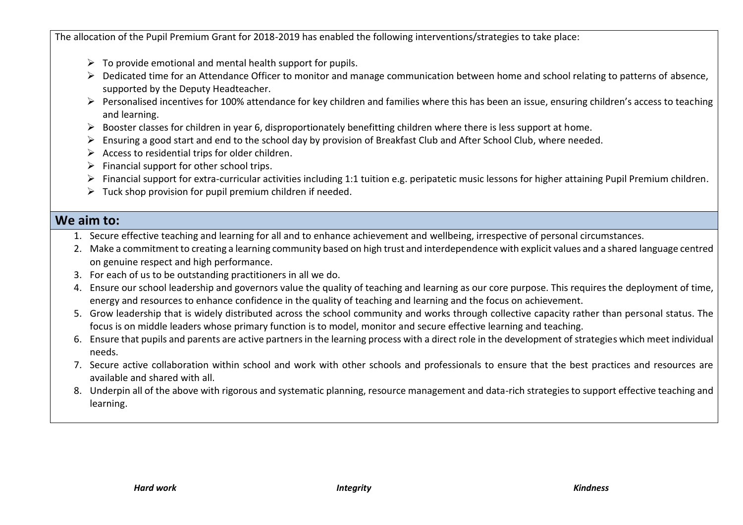The allocation of the Pupil Premium Grant for 2018-2019 has enabled the following interventions/strategies to take place:

- To provide emotional and mental health support for pupils.
- Dedicated time for an Attendance Officer to monitor and manage communication between home and school relating to patterns of absence, supported by the Deputy Headteacher.
- Personalised incentives for 100% attendance for key children and families where this has been an issue, ensuring children's access to teaching and learning.
- Booster classes for children in year 6, disproportionately benefitting children where there is less support at home.
- Ensuring a good start and end to the school day by provision of Breakfast Club and After School Club, where needed.
- Access to residential trips for older children.
- Financial support for other school trips.
- Financial support for extra-curricular activities including 1:1 tuition e.g. peripatetic music lessons for higher attaining Pupil Premium children.
- Tuck shop provision for pupil premium children if needed.

## We aim to:

1. Secure effective teaching and learning for all and to enhance achievement and wellbeing, irrespective of personal circumstances.
2. Make a commitment to creating a learning community based on high trust and interdependence with explicit values and a shared language centred on genuine respect and high performance.
3. For each of us to be outstanding practitioners in all we do.
4. Ensure our school leadership and governors value the quality of teaching and learning as our core purpose. This requires the deployment of time, energy and resources to enhance confidence in the quality of teaching and learning and the focus on achievement.
5. Grow leadership that is widely distributed across the school community and works through collective capacity rather than personal status. The focus is on middle leaders whose primary function is to model, monitor and secure effective learning and teaching.
6. Ensure that pupils and parents are active partners in the learning process with a direct role in the development of strategies which meet individual needs.
7. Secure active collaboration within school and work with other schools and professionals to ensure that the best practices and resources are available and shared with all.
8. Underpin all of the above with rigorous and systematic planning, resource management and data-rich strategies to support effective teaching and learning.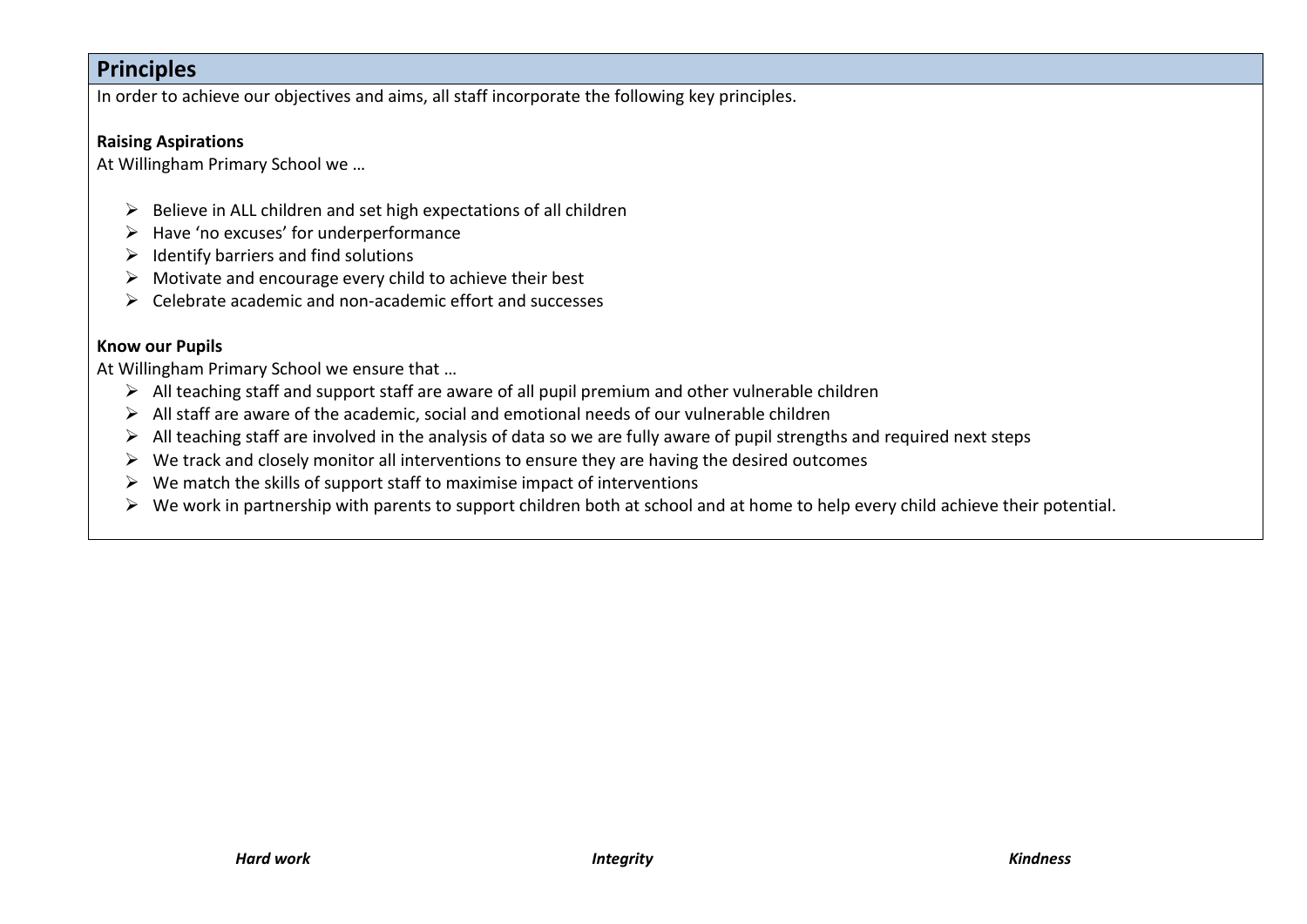## Principles

In order to achieve our objectives and aims, all staff incorporate the following key principles.

**Raising Aspirations**

At Willingham Primary School we …

- Believe in ALL children and set high expectations of all children
- Have 'no excuses' for underperformance
- Identify barriers and find solutions
- Motivate and encourage every child to achieve their best
- Celebrate academic and non-academic effort and successes

**Know our Pupils**

At Willingham Primary School we ensure that …

- All teaching staff and support staff are aware of all pupil premium and other vulnerable children
- All staff are aware of the academic, social and emotional needs of our vulnerable children
- All teaching staff are involved in the analysis of data so we are fully aware of pupil strengths and required next steps
- We track and closely monitor all interventions to ensure they are having the desired outcomes
- We match the skills of support staff to maximise impact of interventions
- We work in partnership with parents to support children both at school and at home to help every child achieve their potential.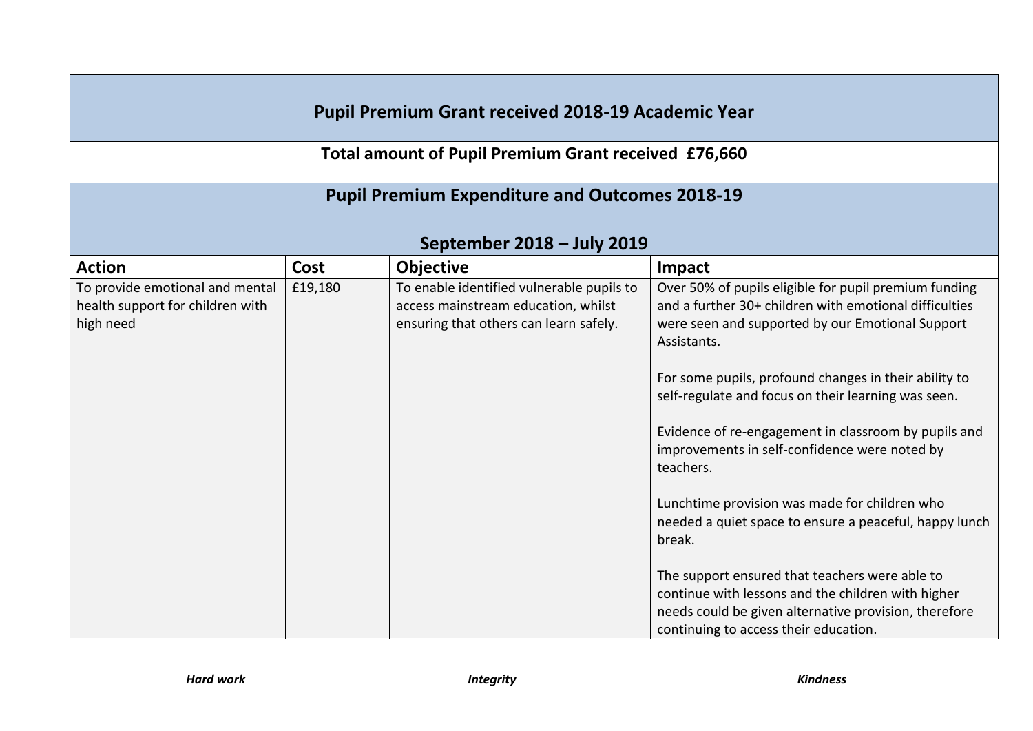## Pupil Premium Grant received 2018-19 Academic Year

**Total amount of Pupil Premium Grant received £76,660**

## Pupil Premium Expenditure and Outcomes 2018-19

## September 2018 – July 2019

| Action | Cost | Objective | Impact |
|---|---|---|---|
| To provide emotional and mental health support for children with high need | £19,180 | To enable identified vulnerable pupils to access mainstream education, whilst ensuring that others can learn safely. | Over 50% of pupils eligible for pupil premium funding and a further 30+ children with emotional difficulties were seen and supported by our Emotional Support Assistants.<br><br>For some pupils, profound changes in their ability to self-regulate and focus on their learning was seen.<br><br>Evidence of re-engagement in classroom by pupils and improvements in self-confidence were noted by teachers.<br><br>Lunchtime provision was made for children who needed a quiet space to ensure a peaceful, happy lunch break.<br><br>The support ensured that teachers were able to continue with lessons and the children with higher needs could be given alternative provision, therefore continuing to access their education. |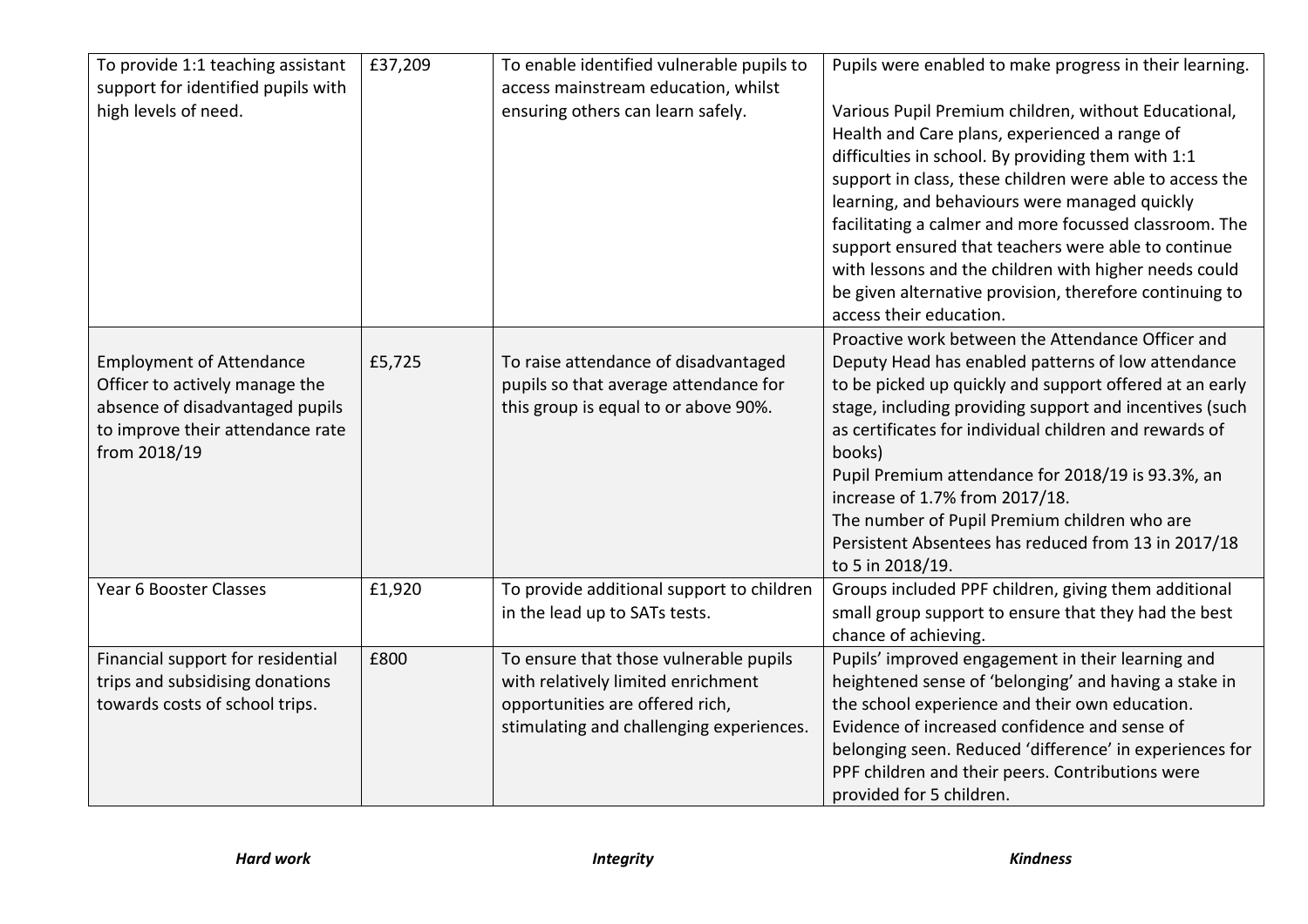| | | | |
|---|---|---|---|
| To provide 1:1 teaching assistant support for identified pupils with high levels of need. | £37,209 | To enable identified vulnerable pupils to access mainstream education, whilst ensuring others can learn safely. | Pupils were enabled to make progress in their learning.<br><br>Various Pupil Premium children, without Educational, Health and Care plans, experienced a range of difficulties in school. By providing them with 1:1 support in class, these children were able to access the learning, and behaviours were managed quickly facilitating a calmer and more focussed classroom. The support ensured that teachers were able to continue with lessons and the children with higher needs could be given alternative provision, therefore continuing to access their education. |
| Employment of Attendance Officer to actively manage the absence of disadvantaged pupils to improve their attendance rate from 2018/19 | £5,725 | To raise attendance of disadvantaged pupils so that average attendance for this group is equal to or above 90%. | Proactive work between the Attendance Officer and Deputy Head has enabled patterns of low attendance to be picked up quickly and support offered at an early stage, including providing support and incentives (such as certificates for individual children and rewards of books)<br>Pupil Premium attendance for 2018/19 is 93.3%, an increase of 1.7% from 2017/18.<br>The number of Pupil Premium children who are Persistent Absentees has reduced from 13 in 2017/18 to 5 in 2018/19. |
| Year 6 Booster Classes | £1,920 | To provide additional support to children in the lead up to SATs tests. | Groups included PPF children, giving them additional small group support to ensure that they had the best chance of achieving. |
| Financial support for residential trips and subsidising donations towards costs of school trips. | £800 | To ensure that those vulnerable pupils with relatively limited enrichment opportunities are offered rich, stimulating and challenging experiences. | Pupils' improved engagement in their learning and heightened sense of 'belonging' and having a stake in the school experience and their own education. Evidence of increased confidence and sense of belonging seen. Reduced 'difference' in experiences for PPF children and their peers. Contributions were provided for 5 children. |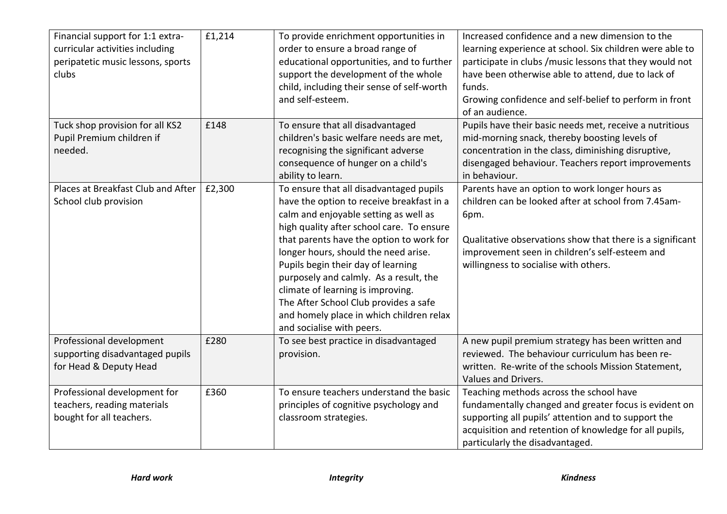| | | | |
|---|---|---|---|
| Financial support for 1:1 extra-curricular activities including peripatetic music lessons, sports clubs | £1,214 | To provide enrichment opportunities in order to ensure a broad range of educational opportunities, and to further support the development of the whole child, including their sense of self-worth and self-esteem. | Increased confidence and a new dimension to the learning experience at school. Six children were able to participate in clubs /music lessons that they would not have been otherwise able to attend, due to lack of funds.<br>Growing confidence and self-belief to perform in front of an audience. |
| Tuck shop provision for all KS2 Pupil Premium children if needed. | £148 | To ensure that all disadvantaged children's basic welfare needs are met, recognising the significant adverse consequence of hunger on a child's ability to learn. | Pupils have their basic needs met, receive a nutritious mid-morning snack, thereby boosting levels of concentration in the class, diminishing disruptive, disengaged behaviour. Teachers report improvements in behaviour. |
| Places at Breakfast Club and After School club provision | £2,300 | To ensure that all disadvantaged pupils have the option to receive breakfast in a calm and enjoyable setting as well as high quality after school care. To ensure that parents have the option to work for longer hours, should the need arise. Pupils begin their day of learning purposely and calmly. As a result, the climate of learning is improving.<br>The After School Club provides a safe and homely place in which children relax and socialise with peers. | Parents have an option to work longer hours as children can be looked after at school from 7.45am-6pm.<br><br>Qualitative observations show that there is a significant improvement seen in children's self-esteem and willingness to socialise with others. |
| Professional development supporting disadvantaged pupils for Head & Deputy Head | £280 | To see best practice in disadvantaged provision. | A new pupil premium strategy has been written and reviewed. The behaviour curriculum has been re-written. Re-write of the schools Mission Statement, Values and Drivers. |
| Professional development for teachers, reading materials bought for all teachers. | £360 | To ensure teachers understand the basic principles of cognitive psychology and classroom strategies. | Teaching methods across the school have fundamentally changed and greater focus is evident on supporting all pupils' attention and to support the acquisition and retention of knowledge for all pupils, particularly the disadvantaged. |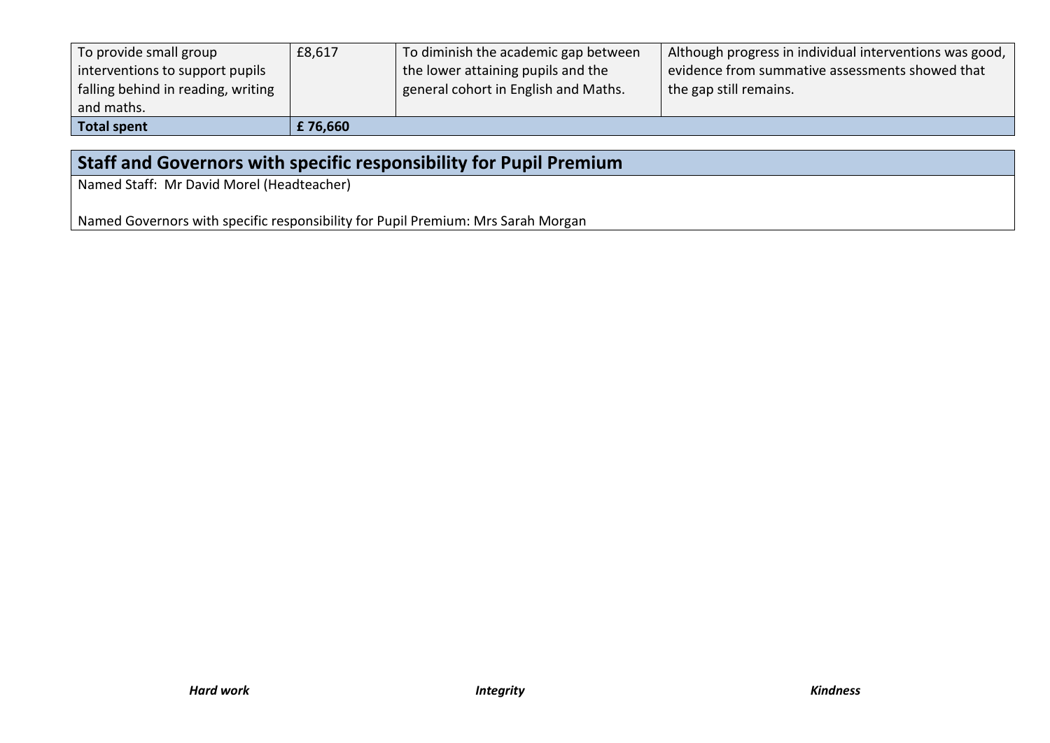| | | | |
|---|---|---|---|
| To provide small group interventions to support pupils falling behind in reading, writing and maths. | £8,617 | To diminish the academic gap between the lower attaining pupils and the general cohort in English and Maths. | Although progress in individual interventions was good, evidence from summative assessments showed that the gap still remains. |
| **Total spent** | **£ 76,660** | | |

## Staff and Governors with specific responsibility for Pupil Premium

Named Staff: Mr David Morel (Headteacher)

Named Governors with specific responsibility for Pupil Premium: Mrs Sarah Morgan

***Hard work*** ***Integrity*** ***Kindness***